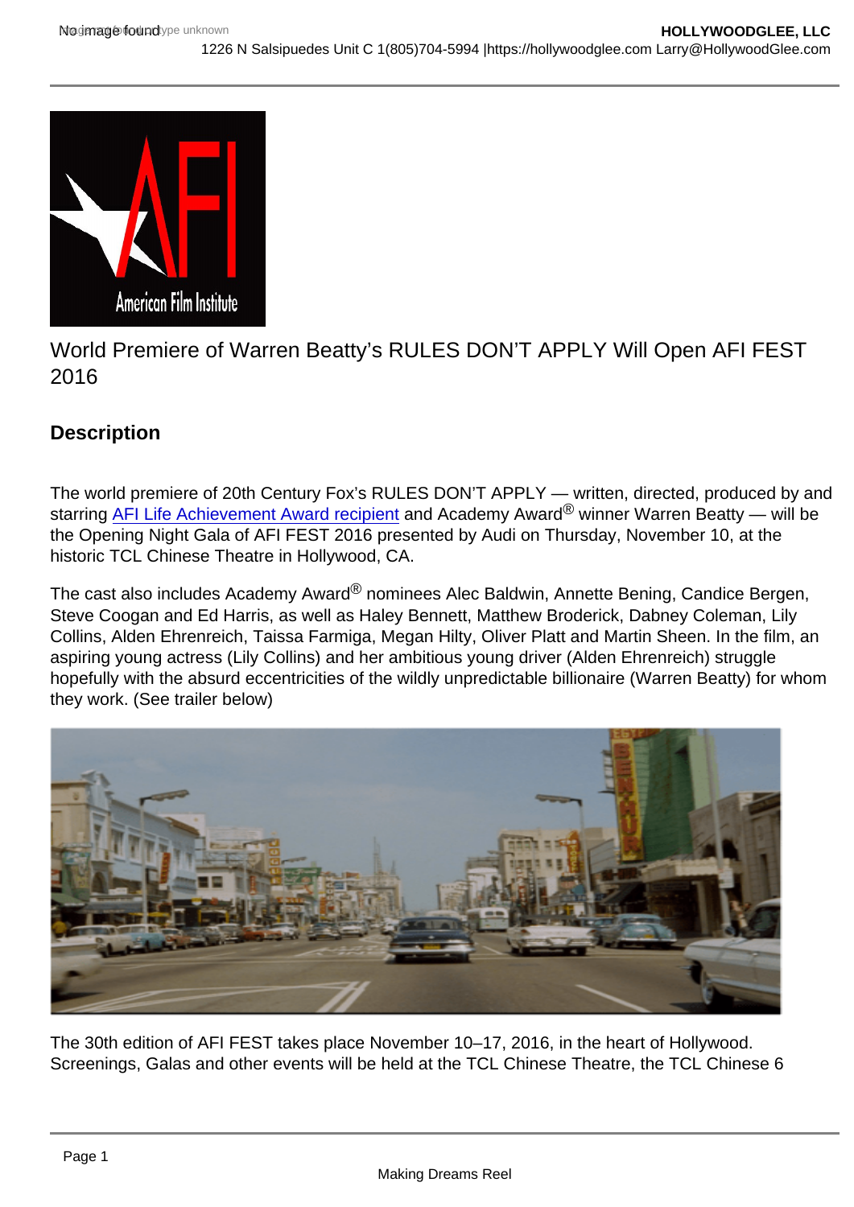World Premiere of Warren Beatty's RULES DON'T APPLY Will Open AFI FEST 2016

## Description

The world premiere of 20th Century Fox's RULES DON'T APPLY — written, directed, produced by and starring [AFI Life Achievement Award recipient](https://hollywoodglee.com) and Academy Award® winner Warren Beatty — will be the Opening Night Gala of AFI FEST 2016 presented by Audi on Thursday, November 10, at the historic TCL Chinese Theatre in Hollywood, CA.

The cast also includes Academy Award® nominees Alec Baldwin, Annette Bening, Candice Bergen, Steve Coogan and Ed Harris, as well as Haley Bennett, Matthew Broderick, Dabney Coleman, Lily Collins, Alden Ehrenreich, Taissa Farmiga, Megan Hilty, Oliver Platt and Martin Sheen. In the film, an aspiring young actress (Lily Collins) and her ambitious young driver (Alden Ehrenreich) struggle hopefully with the absurd eccentricities of the wildly unpredictable billionaire (Warren Beatty) for whom they work. (See trailer below)

The 30th edition of AFI FEST takes place November 10–17, 2016, in the heart of Hollywood. Screenings, Galas and other events will be held at the TCL Chinese Theatre, the TCL Chinese 6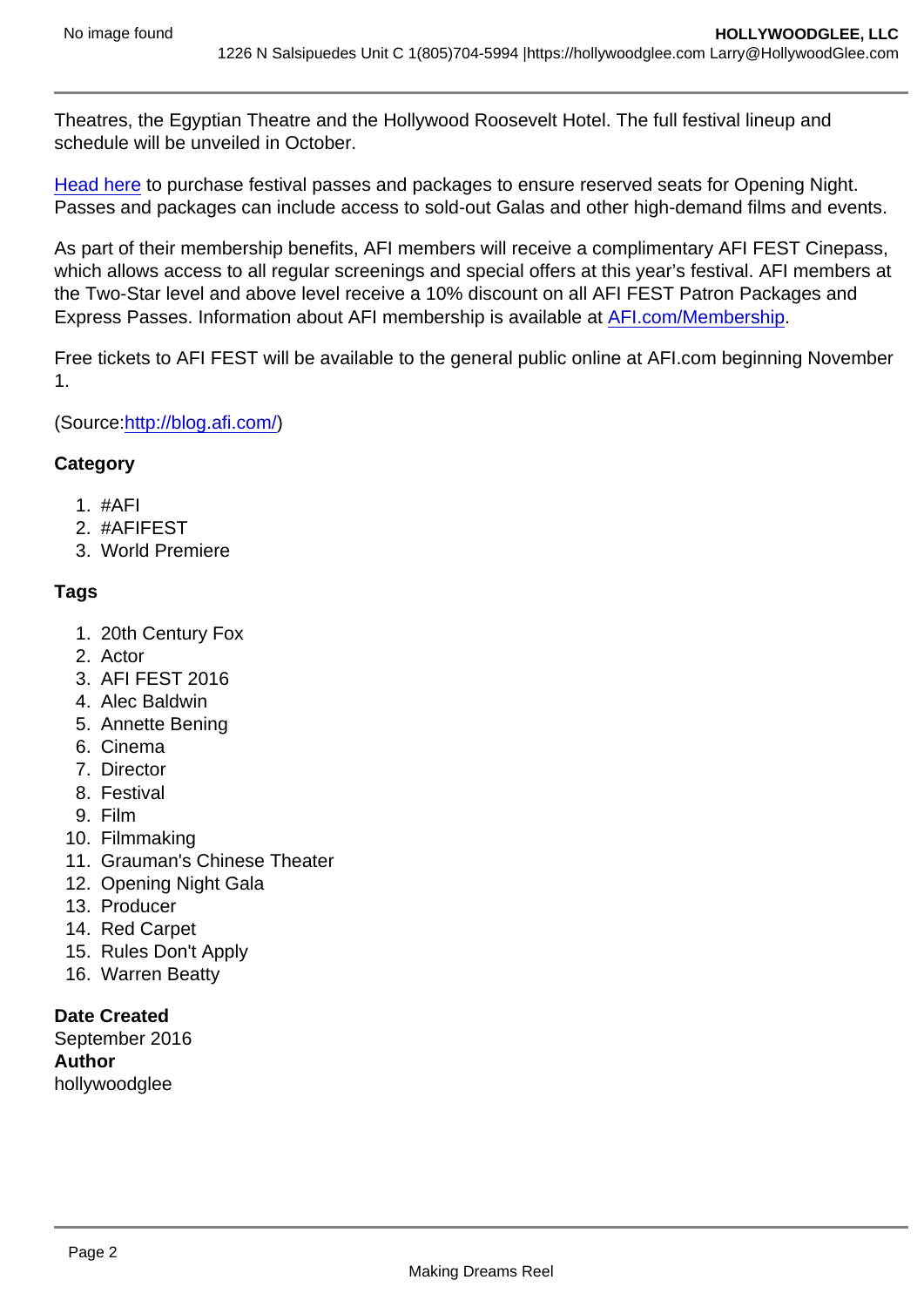Theatres, the Egyptian Theatre and the Hollywood Roosevelt Hotel. The full festival lineup and schedule will be unveiled in October.

[Head here](#) to purchase festival passes and packages to ensure reserved seats for Opening Night. Passes and packages can include access to sold-out Galas and other high-demand films and events.

As part of their membership benefits, AFI members will receive a complimentary AFI FEST Cinepass, which allows access to all regular screenings and special offers at this year's festival. AFI members at the Two-Star level and above level receive a 10% discount on all AFI FEST Patron Packages and Express Passes. Information about AFI membership is available at [AFI.com/Membership](#).

Free tickets to AFI FEST will be available to the general public online at AFI.com beginning November 1.

(Source:[http://blog.afi.com/](http://blog.afi.com/))

**Category**

1. #AFI
2. #AFIFEST
3. World Premiere

**Tags**

1. 20th Century Fox
2. Actor
3. AFI FEST 2016
4. Alec Baldwin
5. Annette Bening
6. Cinema
7. Director
8. Festival
9. Film
10. Filmmaking
11. Grauman's Chinese Theater
12. Opening Night Gala
13. Producer
14. Red Carpet
15. Rules Don't Apply
16. Warren Beatty

**Date Created**
September 2016
**Author**
hollywoodglee